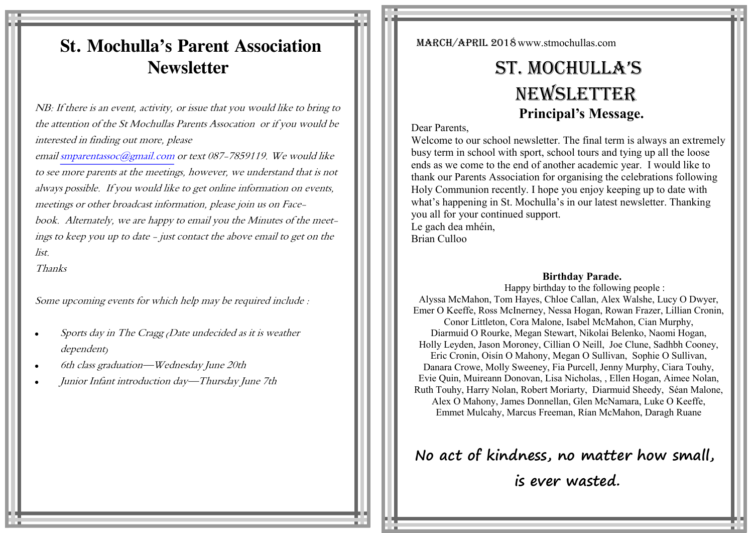# St. Mochulla's Parent Association Newsletter

*NB: If there is an event, activity, or issue that you would like to bring to the attention of the St Mochullas Parents Assocation or if you would be interested in finding out more, please email smparentassoc@gmail.com or text 087-7859119. We would like to see more parents at the meetings, however, we understand that is not always possible. If you would like to get online information on events, meetings or other broadcast information, please join us on Face-book. Alternately, we are happy to email you the Minutes of the meet-ings to keep you up to date - just contact the above email to get on the list.*

*Thanks*

*Some upcoming events for which help may be required include :*

- *Sports day in The Cragg (Date undecided as it is weather dependent)*
- *6th class graduation—Wednesday June 20th*
- *Junior Infant introduction day—Thursday June 7th*

MARCH/APRIL 2018 www.stmochullas.com

# ST. MOCHULLA'S NEWSLETTER

## Principal's Message.

Dear Parents,

Welcome to our school newsletter. The final term is always an extremely busy term in school with sport, school tours and tying up all the loose ends as we come to the end of another academic year. I would like to thank our Parents Association for organising the celebrations following Holy Communion recently. I hope you enjoy keeping up to date with what's happening in St. Mochulla's in our latest newsletter. Thanking you all for your continued support.

Le gach dea mhéin,

Brian Culloo

### Birthday Parade.

Happy birthday to the following people :

Alyssa McMahon, Tom Hayes, Chloe Callan, Alex Walshe, Lucy O Dwyer, Emer O Keeffe, Ross McInerney, Nessa Hogan, Rowan Frazer, Lillian Cronin, Conor Littleton, Cora Malone, Isabel McMahon, Cian Murphy, Diarmuid O Rourke, Megan Stewart, Nikolai Belenko, Naomi Hogan, Holly Leyden, Jason Moroney, Cillian O Neill, Joe Clune, Sadhbh Cooney, Eric Cronin, Oisín O Mahony, Megan O Sullivan, Sophie O Sullivan, Danara Crowe, Molly Sweeney, Fia Purcell, Jenny Murphy, Ciara Touhy, Evie Quin, Muireann Donovan, Lisa Nicholas, , Ellen Hogan, Aimee Nolan, Ruth Touhy, Harry Nolan, Robert Moriarty, Diarmuid Sheedy, Séan Malone, Alex O Mahony, James Donnellan, Glen McNamara, Luke O Keeffe, Emmet Mulcahy, Marcus Freeman, Rían McMahon, Daragh Ruane

**No act of kindness, no matter how small, is ever wasted.**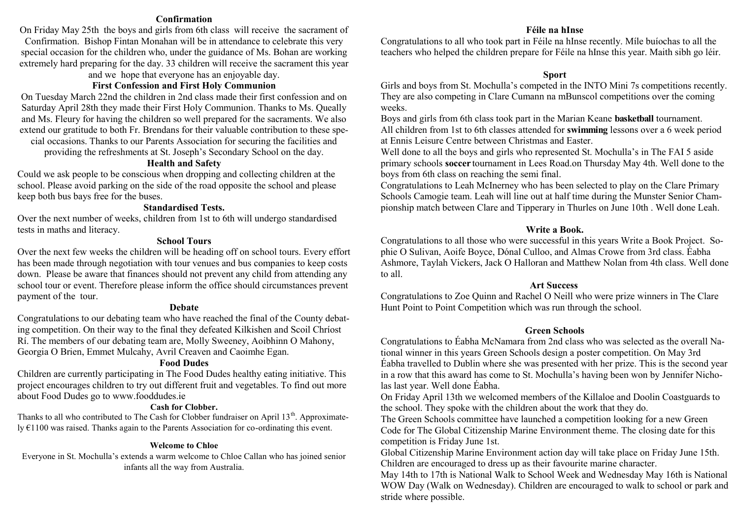## Confirmation

On Friday May 25th the boys and girls from 6th class will receive the sacrament of Confirmation. Bishop Fintan Monahan will be in attendance to celebrate this very special occasion for the children who, under the guidance of Ms. Bohan are working extremely hard preparing for the day. 33 children will receive the sacrament this year and we hope that everyone has an enjoyable day.

## First Confession and First Holy Communion

On Tuesday March 22nd the children in 2nd class made their first confession and on Saturday April 28th they made their First Holy Communion. Thanks to Ms. Queally and Ms. Fleury for having the children so well prepared for the sacraments. We also extend our gratitude to both Fr. Brendans for their valuable contribution to these special occasions. Thanks to our Parents Association for securing the facilities and providing the refreshments at St. Joseph's Secondary School on the day.

## Health and Safety

Could we ask people to be conscious when dropping and collecting children at the school. Please avoid parking on the side of the road opposite the school and please keep both bus bays free for the buses.

## Standardised Tests.

Over the next number of weeks, children from 1st to 6th will undergo standardised tests in maths and literacy.

## School Tours

Over the next few weeks the children will be heading off on school tours. Every effort has been made through negotiation with tour venues and bus companies to keep costs down. Please be aware that finances should not prevent any child from attending any school tour or event. Therefore please inform the office should circumstances prevent payment of the tour.

## Debate

Congratulations to our debating team who have reached the final of the County debating competition. On their way to the final they defeated Kilkishen and Scoil Chríost Rí. The members of our debating team are, Molly Sweeney, Aoibhinn O Mahony, Georgia O Brien, Emmet Mulcahy, Avril Creaven and Caoimhe Egan.

## Food Dudes

Children are currently participating in The Food Dudes healthy eating initiative. This project encourages children to try out different fruit and vegetables. To find out more about Food Dudes go to www.fooddudes.ie

## Cash for Clobber.

Thanks to all who contributed to The Cash for Clobber fundraiser on April 13th. Approximately €1100 was raised. Thanks again to the Parents Association for co-ordinating this event.

## Welcome to Chloe

Everyone in St. Mochulla's extends a warm welcome to Chloe Callan who has joined senior infants all the way from Australia.

## Féile na hInse

Congratulations to all who took part in Féile na hInse recently. Míle buíochas to all the teachers who helped the children prepare for Féile na hInse this year. Maith sibh go léir.

## Sport

Girls and boys from St. Mochulla's competed in the INTO Mini 7s competitions recently. They are also competing in Clare Cumann na mBunscol competitions over the coming weeks.

Boys and girls from 6th class took part in the Marian Keane **basketball** tournament.

All children from 1st to 6th classes attended for **swimming** lessons over a 6 week period at Ennis Leisure Centre between Christmas and Easter.

Well done to all the boys and girls who represented St. Mochulla's in The FAI 5 aside primary schools **soccer** tournament in Lees Road.on Thursday May 4th. Well done to the boys from 6th class on reaching the semi final.

Congratulations to Leah McInerney who has been selected to play on the Clare Primary Schools Camogie team. Leah will line out at half time during the Munster Senior Championship match between Clare and Tipperary in Thurles on June 10th . Well done Leah.

## Write a Book.

Congratulations to all those who were successful in this years Write a Book Project. Sophie O Sulivan, Aoife Boyce, Dónal Culloo, and Almas Crowe from 3rd class. Éabha Ashmore, Taylah Vickers, Jack O Halloran and Matthew Nolan from 4th class. Well done to all.

## Art Success

Congratulations to Zoe Quinn and Rachel O Neill who were prize winners in The Clare Hunt Point to Point Competition which was run through the school.

## Green Schools

Congratulations to Éabha McNamara from 2nd class who was selected as the overall National winner in this years Green Schools design a poster competition. On May 3rd Éabha travelled to Dublin where she was presented with her prize. This is the second year in a row that this award has come to St. Mochulla's having been won by Jennifer Nicholas last year. Well done Éabha.

On Friday April 13th we welcomed members of the Killaloe and Doolin Coastguards to the school. They spoke with the children about the work that they do.

The Green Schools committee have launched a competition looking for a new Green Code for The Global Citizenship Marine Environment theme. The closing date for this competition is Friday June 1st.

Global Citizenship Marine Environment action day will take place on Friday June 15th. Children are encouraged to dress up as their favourite marine character.

May 14th to 17th is National Walk to School Week and Wednesday May 16th is National WOW Day (Walk on Wednesday). Children are encouraged to walk to school or park and stride where possible.